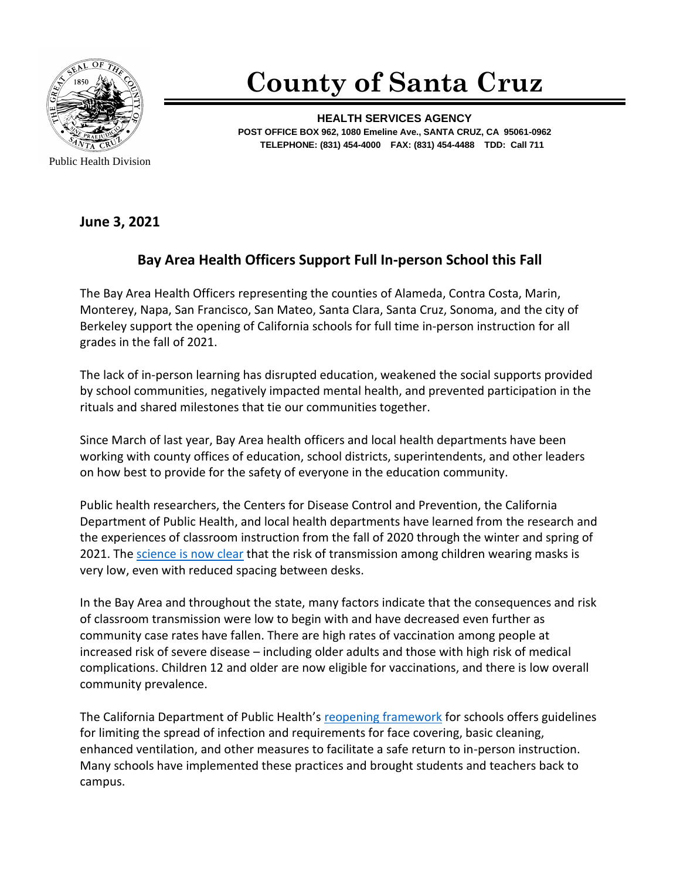Public Health Division

# County of Santa Cruz

**HEALTH SERVICES AGENCY**
**POST OFFICE BOX 962, 1080 Emeline Ave., SANTA CRUZ, CA 95061-0962**
**TELEPHONE: (831) 454-4000 FAX: (831) 454-4488 TDD: Call 711**

**June 3, 2021**

## Bay Area Health Officers Support Full In-person School this Fall

The Bay Area Health Officers representing the counties of Alameda, Contra Costa, Marin, Monterey, Napa, San Francisco, San Mateo, Santa Clara, Santa Cruz, Sonoma, and the city of Berkeley support the opening of California schools for full time in-person instruction for all grades in the fall of 2021.

The lack of in-person learning has disrupted education, weakened the social supports provided by school communities, negatively impacted mental health, and prevented participation in the rituals and shared milestones that tie our communities together.

Since March of last year, Bay Area health officers and local health departments have been working with county offices of education, school districts, superintendents, and other leaders on how best to provide for the safety of everyone in the education community.

Public health researchers, the Centers for Disease Control and Prevention, the California Department of Public Health, and local health departments have learned from the research and the experiences of classroom instruction from the fall of 2020 through the winter and spring of 2021. The science is now clear that the risk of transmission among children wearing masks is very low, even with reduced spacing between desks.

In the Bay Area and throughout the state, many factors indicate that the consequences and risk of classroom transmission were low to begin with and have decreased even further as community case rates have fallen. There are high rates of vaccination among people at increased risk of severe disease – including older adults and those with high risk of medical complications. Children 12 and older are now eligible for vaccinations, and there is low overall community prevalence.

The California Department of Public Health's reopening framework for schools offers guidelines for limiting the spread of infection and requirements for face covering, basic cleaning, enhanced ventilation, and other measures to facilitate a safe return to in-person instruction. Many schools have implemented these practices and brought students and teachers back to campus.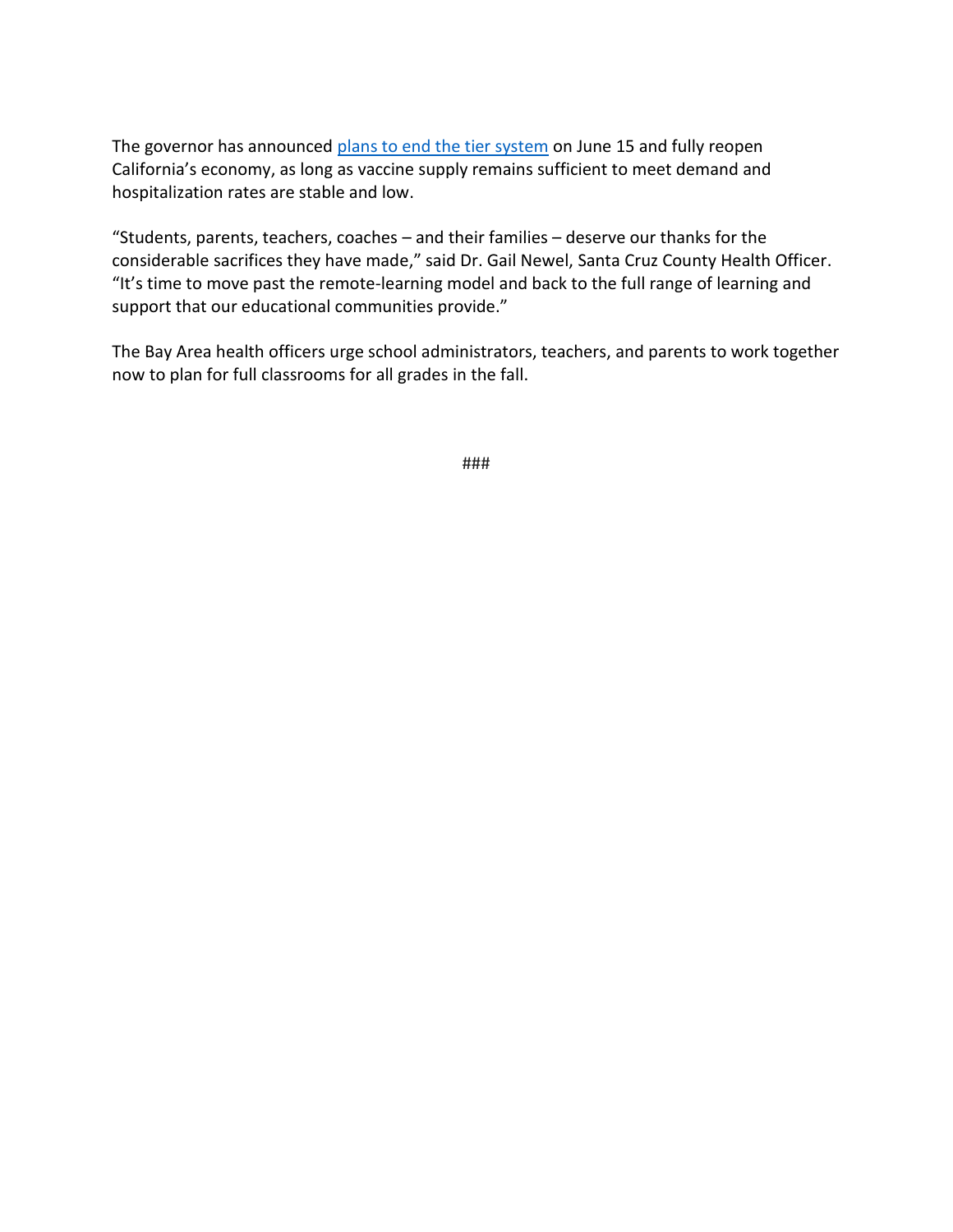The governor has announced [plans to end the tier system] on June 15 and fully reopen California's economy, as long as vaccine supply remains sufficient to meet demand and hospitalization rates are stable and low.

"Students, parents, teachers, coaches – and their families – deserve our thanks for the considerable sacrifices they have made," said Dr. Gail Newel, Santa Cruz County Health Officer. "It's time to move past the remote-learning model and back to the full range of learning and support that our educational communities provide."

The Bay Area health officers urge school administrators, teachers, and parents to work together now to plan for full classrooms for all grades in the fall.

###